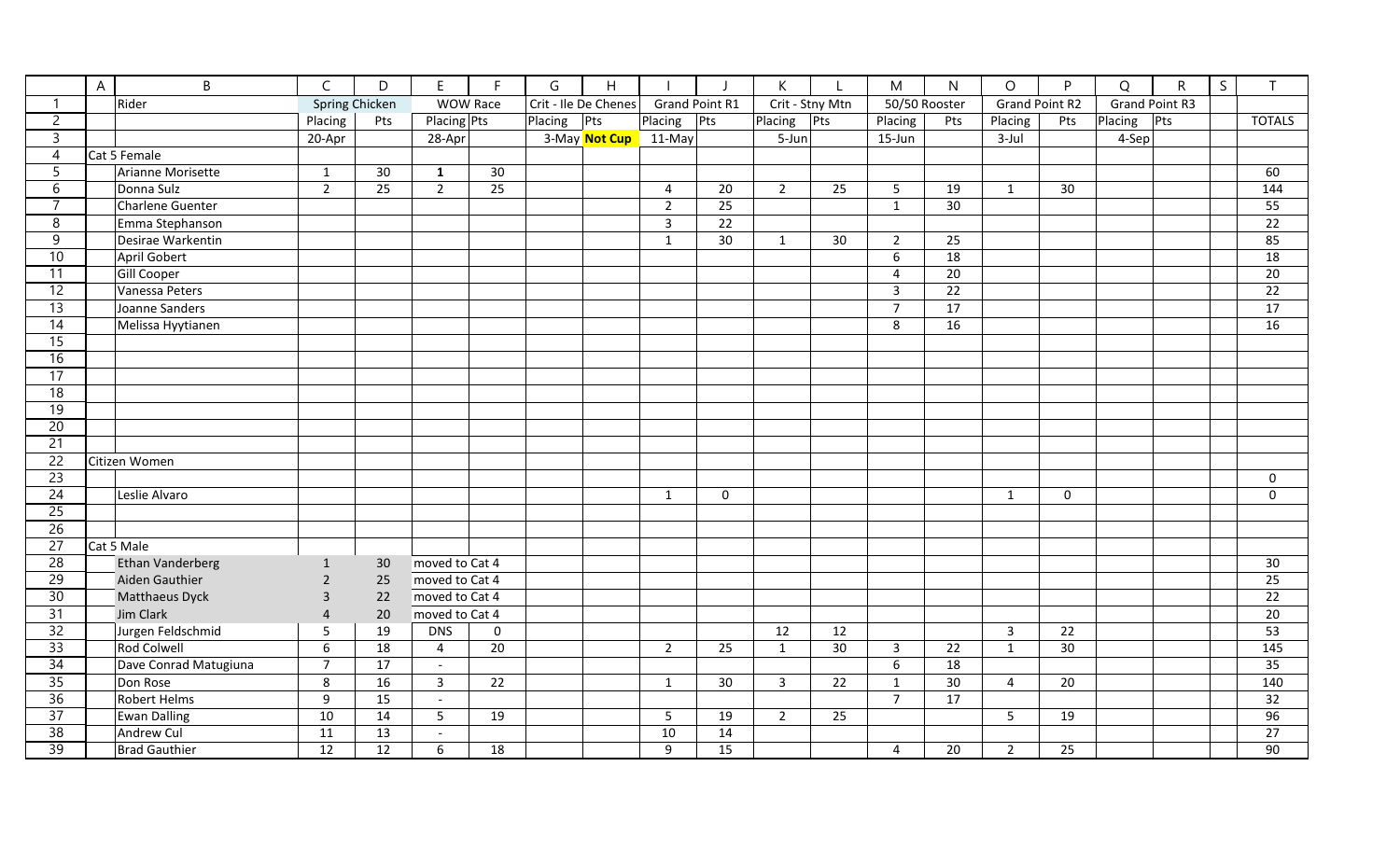| | A | B | C | D | E | F | G | H | I | J | K | L | M | N | O | P | Q | R | S | T |
|---|---|---|---|---|---|---|---|---|---|---|---|---|---|---|---|---|---|---|---|---|
| 1 | | Rider | Spring Chicken | | WOW Race | | Crit - Ile De Chenes | | Grand Point R1 | | Crit - Stny Mtn | | 50/50 Rooster | | Grand Point R2 | | Grand Point R3 | | | |
| 2 | | | Placing | Pts | Placing | Pts | Placing | Pts | Placing | Pts | Placing | Pts | Placing | Pts | Placing | Pts | Placing | Pts | | TOTALS |
| 3 | | | 20-Apr | | 28-Apr | | 3-May | **Not Cup** | 11-May | | 5-Jun | | 15-Jun | | 3-Jul | | 4-Sep | | | |
| 4 | | Cat 5 Female | | | | | | | | | | | | | | | | | | |
| 5 | | Arianne Morisette | 1 | 30 | **1** | 30 | | | | | | | | | | | | | | 60 |
| 6 | | Donna Sulz | 2 | 25 | 2 | 25 | | | 4 | 20 | 2 | 25 | 5 | 19 | 1 | 30 | | | | 144 |
| 7 | | Charlene Guenter | | | | | | | 2 | 25 | | | 1 | 30 | | | | | | 55 |
| 8 | | Emma Stephanson | | | | | | | 3 | 22 | | | | | | | | | | 22 |
| 9 | | Desirae Warkentin | | | | | | | 1 | 30 | 1 | 30 | 2 | 25 | | | | | | 85 |
| 10 | | April Gobert | | | | | | | | | | | 6 | 18 | | | | | | 18 |
| 11 | | Gill Cooper | | | | | | | | | | | 4 | 20 | | | | | | 20 |
| 12 | | Vanessa Peters | | | | | | | | | | | 3 | 22 | | | | | | 22 |
| 13 | | Joanne Sanders | | | | | | | | | | | 7 | 17 | | | | | | 17 |
| 14 | | Melissa Hyytianen | | | | | | | | | | | 8 | 16 | | | | | | 16 |
| 15 | | | | | | | | | | | | | | | | | | | | |
| 16 | | | | | | | | | | | | | | | | | | | | |
| 17 | | | | | | | | | | | | | | | | | | | | |
| 18 | | | | | | | | | | | | | | | | | | | | |
| 19 | | | | | | | | | | | | | | | | | | | | |
| 20 | | | | | | | | | | | | | | | | | | | | |
| 21 | | | | | | | | | | | | | | | | | | | | |
| 22 | | Citizen Women | | | | | | | | | | | | | | | | | | |
| 23 | | | | | | | | | | | | | | | | | | | | 0 |
| 24 | | Leslie Alvaro | | | | | | | 1 | 0 | | | | | 1 | 0 | | | | 0 |
| 25 | | | | | | | | | | | | | | | | | | | | |
| 26 | | | | | | | | | | | | | | | | | | | | |
| 27 | | Cat 5 Male | | | | | | | | | | | | | | | | | | |
| 28 | | Ethan Vanderberg | 1 | 30 | moved to Cat 4 | | | | | | | | | | | | | | | 30 |
| 29 | | Aiden Gauthier | 2 | 25 | moved to Cat 4 | | | | | | | | | | | | | | | 25 |
| 30 | | Matthaeus Dyck | 3 | 22 | moved to Cat 4 | | | | | | | | | | | | | | | 22 |
| 31 | | Jim Clark | 4 | 20 | moved to Cat 4 | | | | | | | | | | | | | | | 20 |
| 32 | | Jurgen Feldschmid | 5 | 19 | DNS | 0 | | | | | 12 | 12 | | | 3 | 22 | | | | 53 |
| 33 | | Rod Colwell | 6 | 18 | 4 | 20 | | | 2 | 25 | 1 | 30 | 3 | 22 | 1 | 30 | | | | 145 |
| 34 | | Dave Conrad Matugiuna | 7 | 17 | - | | | | | | | | 6 | 18 | | | | | | 35 |
| 35 | | Don Rose | 8 | 16 | 3 | 22 | | | 1 | 30 | 3 | 22 | 1 | 30 | 4 | 20 | | | | 140 |
| 36 | | Robert Helms | 9 | 15 | - | | | | | | | | 7 | 17 | | | | | | 32 |
| 37 | | Ewan Dalling | 10 | 14 | 5 | 19 | | | 5 | 19 | 2 | 25 | | | 5 | 19 | | | | 96 |
| 38 | | Andrew Cul | 11 | 13 | - | | | | 10 | 14 | | | | | | | | | | 27 |
| 39 | | Brad Gauthier | 12 | 12 | 6 | 18 | | | 9 | 15 | | | 4 | 20 | 2 | 25 | | | | 90 |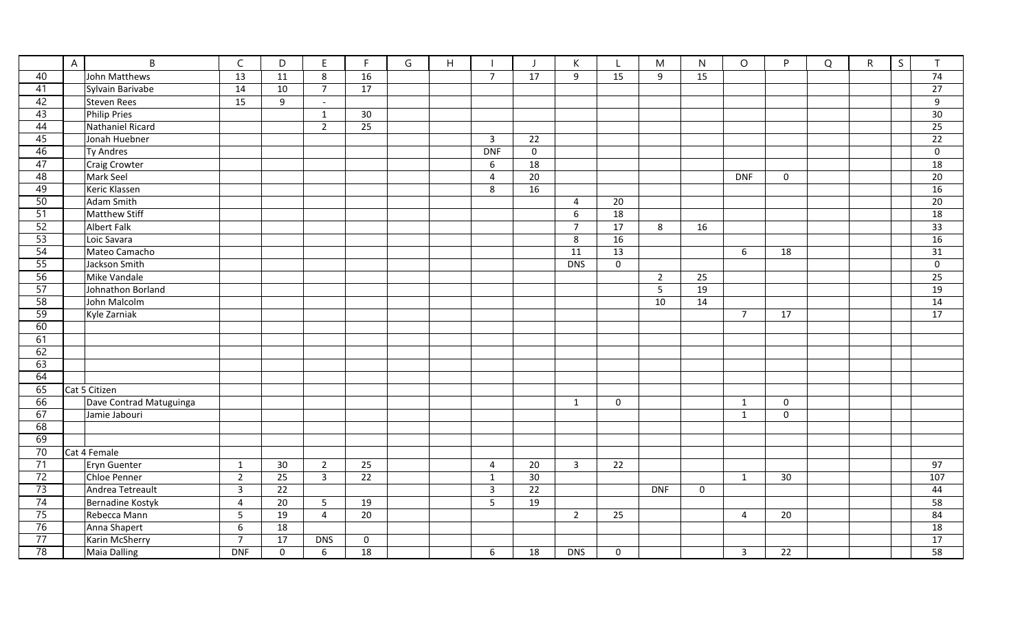| | A | B | C | D | E | F | G | H | I | J | K | L | M | N | O | P | Q | R | S | T |
|---|---|---|---|---|---|---|---|---|---|---|---|---|---|---|---|---|---|---|---|---|
| 40 | | John Matthews | 13 | 11 | 8 | 16 | | | 7 | 17 | 9 | 15 | 9 | 15 | | | | | | 74 |
| 41 | | Sylvain Barivabe | 14 | 10 | 7 | 17 | | | | | | | | | | | | | | 27 |
| 42 | | Steven Rees | 15 | 9 | - | | | | | | | | | | | | | | | 9 |
| 43 | | Philip Pries | | | 1 | 30 | | | | | | | | | | | | | | 30 |
| 44 | | Nathaniel Ricard | | | 2 | 25 | | | | | | | | | | | | | | 25 |
| 45 | | Jonah Huebner | | | | | | | 3 | 22 | | | | | | | | | | 22 |
| 46 | | Ty Andres | | | | | | | DNF | 0 | | | | | | | | | | 0 |
| 47 | | Craig Crowter | | | | | | | 6 | 18 | | | | | | | | | | 18 |
| 48 | | Mark Seel | | | | | | | 4 | 20 | | | | | DNF | 0 | | | | 20 |
| 49 | | Keric Klassen | | | | | | | 8 | 16 | | | | | | | | | | 16 |
| 50 | | Adam Smith | | | | | | | | | 4 | 20 | | | | | | | | 20 |
| 51 | | Matthew Stiff | | | | | | | | | 6 | 18 | | | | | | | | 18 |
| 52 | | Albert Falk | | | | | | | | | 7 | 17 | 8 | 16 | | | | | | 33 |
| 53 | | Loic Savara | | | | | | | | | 8 | 16 | | | | | | | | 16 |
| 54 | | Mateo Camacho | | | | | | | | | 11 | 13 | | | 6 | 18 | | | | 31 |
| 55 | | Jackson Smith | | | | | | | | | DNS | 0 | | | | | | | | 0 |
| 56 | | Mike Vandale | | | | | | | | | | | 2 | 25 | | | | | | 25 |
| 57 | | Johnathon Borland | | | | | | | | | | | 5 | 19 | | | | | | 19 |
| 58 | | John Malcolm | | | | | | | | | | | 10 | 14 | | | | | | 14 |
| 59 | | Kyle Zarniak | | | | | | | | | | | | | 7 | 17 | | | | 17 |
| 60 | | | | | | | | | | | | | | | | | | | | |
| 61 | | | | | | | | | | | | | | | | | | | | |
| 62 | | | | | | | | | | | | | | | | | | | | |
| 63 | | | | | | | | | | | | | | | | | | | | |
| 64 | | | | | | | | | | | | | | | | | | | | |
| 65 | Cat 5 Citizen | | | | | | | | | | | | | | | | | | | |
| 66 | | Dave Contrad Matuguinga | | | | | | | | | 1 | 0 | | | 1 | 0 | | | | |
| 67 | | Jamie Jabouri | | | | | | | | | | | | | 1 | 0 | | | | |
| 68 | | | | | | | | | | | | | | | | | | | | |
| 69 | | | | | | | | | | | | | | | | | | | | |
| 70 | Cat 4 Female | | | | | | | | | | | | | | | | | | | |
| 71 | | Eryn Guenter | 1 | 30 | 2 | 25 | | | 4 | 20 | 3 | 22 | | | | | | | | 97 |
| 72 | | Chloe Penner | 2 | 25 | 3 | 22 | | | 1 | 30 | | | | | 1 | 30 | | | | 107 |
| 73 | | Andrea Tetreault | 3 | 22 | | | | | 3 | 22 | | | DNF | 0 | | | | | | 44 |
| 74 | | Bernadine Kostyk | 4 | 20 | 5 | 19 | | | 5 | 19 | | | | | | | | | | 58 |
| 75 | | Rebecca Mann | 5 | 19 | 4 | 20 | | | | | 2 | 25 | | | 4 | 20 | | | | 84 |
| 76 | | Anna Shapert | 6 | 18 | | | | | | | | | | | | | | | | 18 |
| 77 | | Karin McSherry | 7 | 17 | DNS | 0 | | | | | | | | | | | | | | 17 |
| 78 | | Maia Dalling | DNF | 0 | 6 | 18 | | | 6 | 18 | DNS | 0 | | | 3 | 22 | | | | 58 |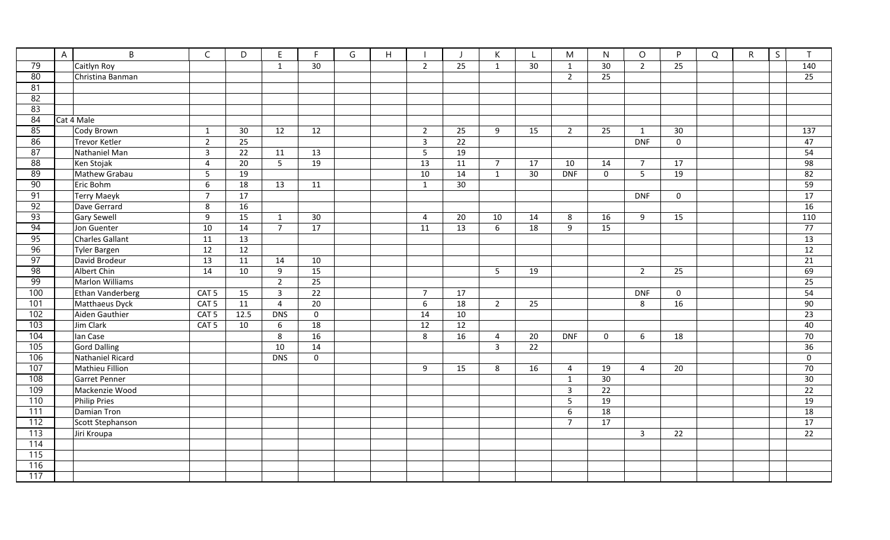|  | A | B | C | D | E | F | G | H | I | J | K | L | M | N | O | P | Q | R | S | T |
|---|---|---|---|---|---|---|---|---|---|---|---|---|---|---|---|---|---|---|---|---|
| 79 |  | Caitlyn Roy |  |  | 1 | 30 |  |  | 2 | 25 | 1 | 30 | 1 | 30 | 2 | 25 |  |  |  | 140 |
| 80 |  | Christina Banman |  |  |  |  |  |  |  |  |  |  | 2 | 25 |  |  |  |  |  | 25 |
| 81 |  |  |  |  |  |  |  |  |  |  |  |  |  |  |  |  |  |  |  |  |
| 82 |  |  |  |  |  |  |  |  |  |  |  |  |  |  |  |  |  |  |  |  |
| 83 |  |  |  |  |  |  |  |  |  |  |  |  |  |  |  |  |  |  |  |  |
| 84 | Cat 4 Male |  |  |  |  |  |  |  |  |  |  |  |  |  |  |  |  |  |  |  |
| 85 |  | Cody Brown | 1 | 30 | 12 | 12 |  |  | 2 | 25 | 9 | 15 | 2 | 25 | 1 | 30 |  |  |  | 137 |
| 86 |  | Trevor Ketler | 2 | 25 |  |  |  |  | 3 | 22 |  |  |  |  | DNF | 0 |  |  |  | 47 |
| 87 |  | Nathaniel Man | 3 | 22 | 11 | 13 |  |  | 5 | 19 |  |  |  |  |  |  |  |  |  | 54 |
| 88 |  | Ken Stojak | 4 | 20 | 5 | 19 |  |  | 13 | 11 | 7 | 17 | 10 | 14 | 7 | 17 |  |  |  | 98 |
| 89 |  | Mathew Grabau | 5 | 19 |  |  |  |  | 10 | 14 | 1 | 30 | DNF | 0 | 5 | 19 |  |  |  | 82 |
| 90 |  | Eric Bohm | 6 | 18 | 13 | 11 |  |  | 1 | 30 |  |  |  |  |  |  |  |  |  | 59 |
| 91 |  | Terry Maeyk | 7 | 17 |  |  |  |  |  |  |  |  |  |  | DNF | 0 |  |  |  | 17 |
| 92 |  | Dave Gerrard | 8 | 16 |  |  |  |  |  |  |  |  |  |  |  |  |  |  |  | 16 |
| 93 |  | Gary Sewell | 9 | 15 | 1 | 30 |  |  | 4 | 20 | 10 | 14 | 8 | 16 | 9 | 15 |  |  |  | 110 |
| 94 |  | Jon Guenter | 10 | 14 | 7 | 17 |  |  | 11 | 13 | 6 | 18 | 9 | 15 |  |  |  |  |  | 77 |
| 95 |  | Charles Gallant | 11 | 13 |  |  |  |  |  |  |  |  |  |  |  |  |  |  |  | 13 |
| 96 |  | Tyler Bargen | 12 | 12 |  |  |  |  |  |  |  |  |  |  |  |  |  |  |  | 12 |
| 97 |  | David Brodeur | 13 | 11 | 14 | 10 |  |  |  |  |  |  |  |  |  |  |  |  |  | 21 |
| 98 |  | Albert Chin | 14 | 10 | 9 | 15 |  |  |  |  | 5 | 19 |  |  | 2 | 25 |  |  |  | 69 |
| 99 |  | Marlon Williams |  |  | 2 | 25 |  |  |  |  |  |  |  |  |  |  |  |  |  | 25 |
| 100 |  | Ethan Vanderberg | CAT 5 | 15 | 3 | 22 |  |  | 7 | 17 |  |  |  |  | DNF | 0 |  |  |  | 54 |
| 101 |  | Matthaeus Dyck | CAT 5 | 11 | 4 | 20 |  |  | 6 | 18 | 2 | 25 |  |  | 8 | 16 |  |  |  | 90 |
| 102 |  | Aiden Gauthier | CAT 5 | 12.5 | DNS | 0 |  |  | 14 | 10 |  |  |  |  |  |  |  |  |  | 23 |
| 103 |  | Jim Clark | CAT 5 | 10 | 6 | 18 |  |  | 12 | 12 |  |  |  |  |  |  |  |  |  | 40 |
| 104 |  | Ian Case |  |  | 8 | 16 |  |  | 8 | 16 | 4 | 20 | DNF | 0 | 6 | 18 |  |  |  | 70 |
| 105 |  | Gord Dalling |  |  | 10 | 14 |  |  |  |  | 3 | 22 |  |  |  |  |  |  |  | 36 |
| 106 |  | Nathaniel Ricard |  |  | DNS | 0 |  |  |  |  |  |  |  |  |  |  |  |  |  | 0 |
| 107 |  | Mathieu Fillion |  |  |  |  |  |  | 9 | 15 | 8 | 16 | 4 | 19 | 4 | 20 |  |  |  | 70 |
| 108 |  | Garret Penner |  |  |  |  |  |  |  |  |  |  | 1 | 30 |  |  |  |  |  | 30 |
| 109 |  | Mackenzie Wood |  |  |  |  |  |  |  |  |  |  | 3 | 22 |  |  |  |  |  | 22 |
| 110 |  | Philip Pries |  |  |  |  |  |  |  |  |  |  | 5 | 19 |  |  |  |  |  | 19 |
| 111 |  | Damian Tron |  |  |  |  |  |  |  |  |  |  | 6 | 18 |  |  |  |  |  | 18 |
| 112 |  | Scott Stephanson |  |  |  |  |  |  |  |  |  |  | 7 | 17 |  |  |  |  |  | 17 |
| 113 |  | Jiri Kroupa |  |  |  |  |  |  |  |  |  |  |  |  | 3 | 22 |  |  |  | 22 |
| 114 |  |  |  |  |  |  |  |  |  |  |  |  |  |  |  |  |  |  |  |  |
| 115 |  |  |  |  |  |  |  |  |  |  |  |  |  |  |  |  |  |  |  |  |
| 116 |  |  |  |  |  |  |  |  |  |  |  |  |  |  |  |  |  |  |  |  |
| 117 |  |  |  |  |  |  |  |  |  |  |  |  |  |  |  |  |  |  |  |  |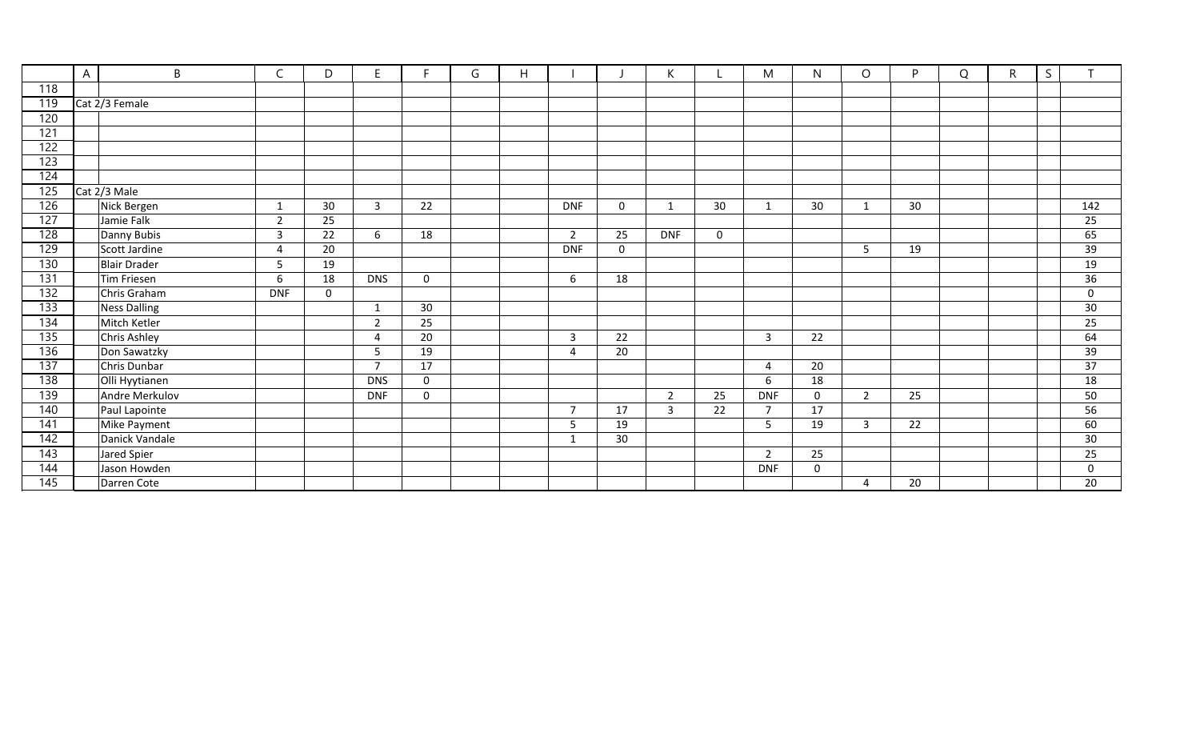| | A | B | C | D | E | F | G | H | I | J | K | L | M | N | O | P | Q | R | S | T |
|---|---|---|---|---|---|---|---|---|---|---|---|---|---|---|---|---|---|---|---|---|
| 118 | | | | | | | | | | | | | | | | | | | | |
| 119 | Cat 2/3 Female | | | | | | | | | | | | | | | | | | | |
| 120 | | | | | | | | | | | | | | | | | | | | |
| 121 | | | | | | | | | | | | | | | | | | | | |
| 122 | | | | | | | | | | | | | | | | | | | | |
| 123 | | | | | | | | | | | | | | | | | | | | |
| 124 | | | | | | | | | | | | | | | | | | | | |
| 125 | Cat 2/3 Male | | | | | | | | | | | | | | | | | | | |
| 126 | | Nick Bergen | 1 | 30 | 3 | 22 | | | DNF | 0 | 1 | 30 | 1 | 30 | 1 | 30 | | | | 142 |
| 127 | | Jamie Falk | 2 | 25 | | | | | | | | | | | | | | | | 25 |
| 128 | | Danny Bubis | 3 | 22 | 6 | 18 | | | 2 | 25 | DNF | 0 | | | | | | | | 65 |
| 129 | | Scott Jardine | 4 | 20 | | | | | DNF | 0 | | | | | 5 | 19 | | | | 39 |
| 130 | | Blair Drader | 5 | 19 | | | | | | | | | | | | | | | | 19 |
| 131 | | Tim Friesen | 6 | 18 | DNS | 0 | | | 6 | 18 | | | | | | | | | | 36 |
| 132 | | Chris Graham | DNF | 0 | | | | | | | | | | | | | | | | 0 |
| 133 | | Ness Dalling | | | 1 | 30 | | | | | | | | | | | | | | 30 |
| 134 | | Mitch Ketler | | | 2 | 25 | | | | | | | | | | | | | | 25 |
| 135 | | Chris Ashley | | | 4 | 20 | | | 3 | 22 | | | 3 | 22 | | | | | | 64 |
| 136 | | Don Sawatzky | | | 5 | 19 | | | 4 | 20 | | | | | | | | | | 39 |
| 137 | | Chris Dunbar | | | 7 | 17 | | | | | | | 4 | 20 | | | | | | 37 |
| 138 | | Olli Hyytianen | | | DNS | 0 | | | | | | | 6 | 18 | | | | | | 18 |
| 139 | | Andre Merkulov | | | DNF | 0 | | | | | 2 | 25 | DNF | 0 | 2 | 25 | | | | 50 |
| 140 | | Paul Lapointe | | | | | | | 7 | 17 | 3 | 22 | 7 | 17 | | | | | | 56 |
| 141 | | Mike Payment | | | | | | | 5 | 19 | | | 5 | 19 | 3 | 22 | | | | 60 |
| 142 | | Danick Vandale | | | | | | | 1 | 30 | | | | | | | | | | 30 |
| 143 | | Jared Spier | | | | | | | | | | | 2 | 25 | | | | | | 25 |
| 144 | | Jason Howden | | | | | | | | | | | DNF | 0 | | | | | | 0 |
| 145 | | Darren Cote | | | | | | | | | | | | | 4 | 20 | | | | 20 |